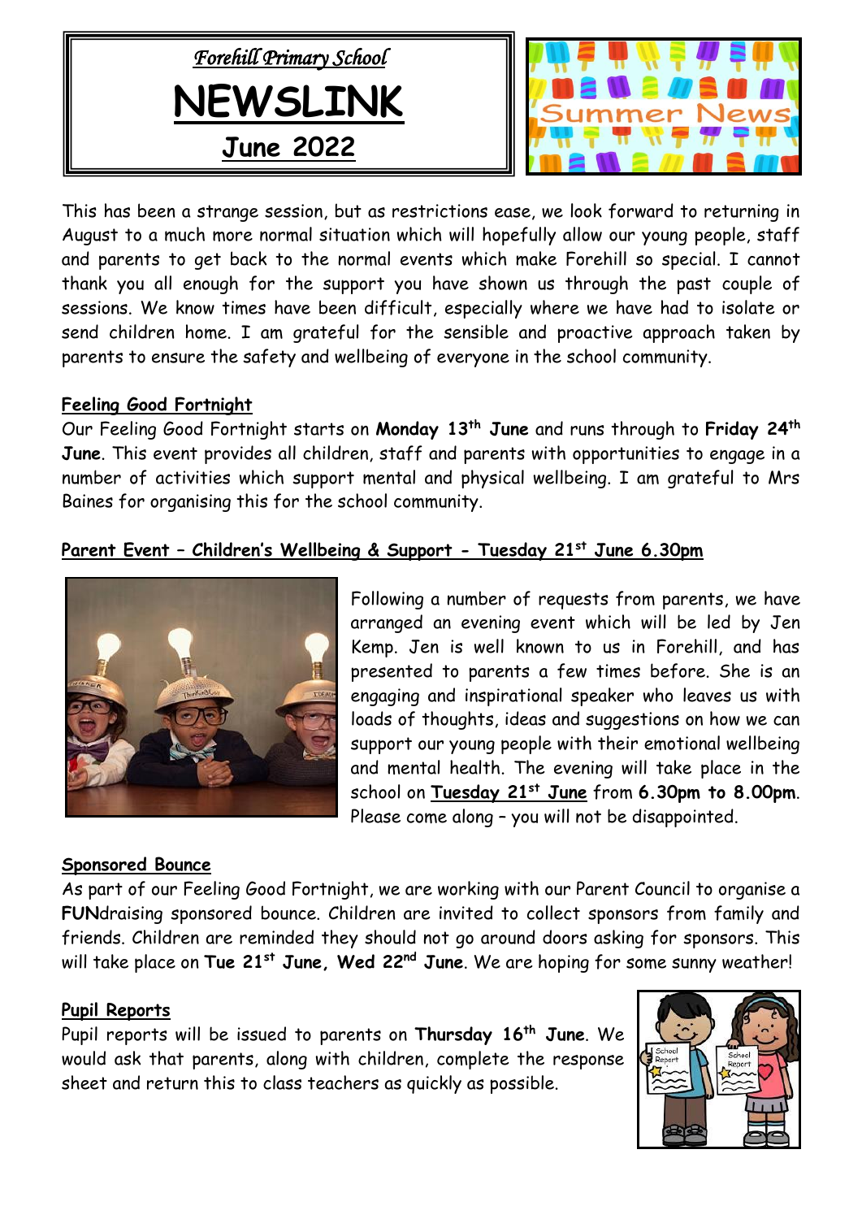*Forehill Primary School*

# NEWSLINK

## June 2022

Summer News

This has been a strange session, but as restrictions ease, we look forward to returning in August to a much more normal situation which will hopefully allow our young people, staff and parents to get back to the normal events which make Forehill so special. I cannot thank you all enough for the support you have shown us through the past couple of sessions. We know times have been difficult, especially where we have had to isolate or send children home. I am grateful for the sensible and proactive approach taken by parents to ensure the safety and wellbeing of everyone in the school community.

### Feeling Good Fortnight

Our Feeling Good Fortnight starts on **Monday 13th June** and runs through to **Friday 24th June**. This event provides all children, staff and parents with opportunities to engage in a number of activities which support mental and physical wellbeing. I am grateful to Mrs Baines for organising this for the school community.

### Parent Event – Children's Wellbeing & Support - Tuesday 21st June 6.30pm

Following a number of requests from parents, we have arranged an evening event which will be led by Jen Kemp. Jen is well known to us in Forehill, and has presented to parents a few times before. She is an engaging and inspirational speaker who leaves us with loads of thoughts, ideas and suggestions on how we can support our young people with their emotional wellbeing and mental health. The evening will take place in the school on **Tuesday 21st June** from **6.30pm to 8.00pm**. Please come along – you will not be disappointed.

### Sponsored Bounce

As part of our Feeling Good Fortnight, we are working with our Parent Council to organise a **FUN**draising sponsored bounce. Children are invited to collect sponsors from family and friends. Children are reminded they should not go around doors asking for sponsors. This will take place on **Tue 21st June, Wed 22nd June**. We are hoping for some sunny weather!

### Pupil Reports

Pupil reports will be issued to parents on **Thursday 16th June**. We would ask that parents, along with children, complete the response sheet and return this to class teachers as quickly as possible.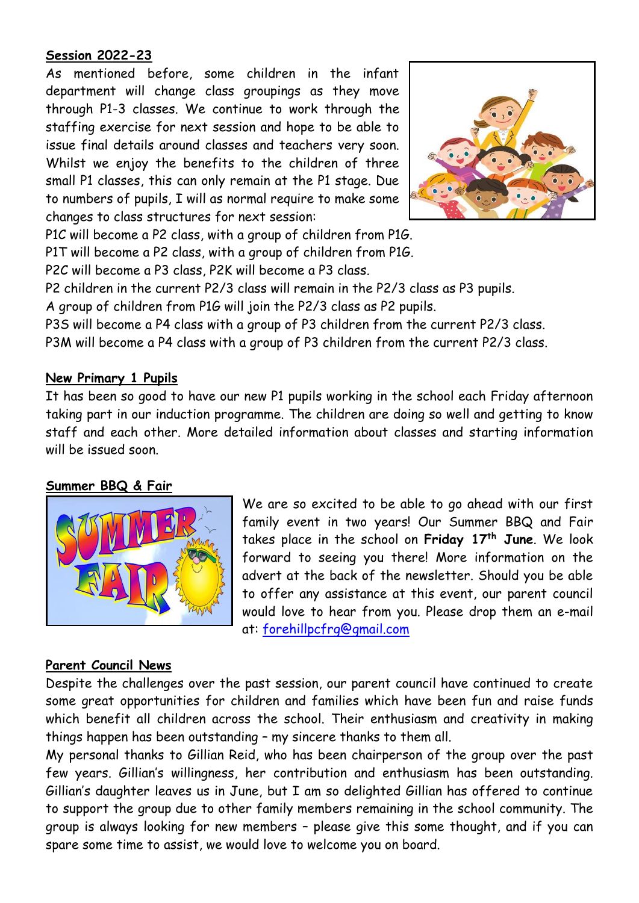**Session 2022-23**

As mentioned before, some children in the infant department will change class groupings as they move through P1-3 classes. We continue to work through the staffing exercise for next session and hope to be able to issue final details around classes and teachers very soon. Whilst we enjoy the benefits to the children of three small P1 classes, this can only remain at the P1 stage. Due to numbers of pupils, I will as normal require to make some changes to class structures for next session:

P1C will become a P2 class, with a group of children from P1G.
P1T will become a P2 class, with a group of children from P1G.
P2C will become a P3 class, P2K will become a P3 class.
P2 children in the current P2/3 class will remain in the P2/3 class as P3 pupils.
A group of children from P1G will join the P2/3 class as P2 pupils.
P3S will become a P4 class with a group of P3 children from the current P2/3 class.
P3M will become a P4 class with a group of P3 children from the current P2/3 class.

**New Primary 1 Pupils**

It has been so good to have our new P1 pupils working in the school each Friday afternoon taking part in our induction programme. The children are doing so well and getting to know staff and each other. More detailed information about classes and starting information will be issued soon.

**Summer BBQ & Fair**

We are so excited to be able to go ahead with our first family event in two years! Our Summer BBQ and Fair takes place in the school on **Friday 17th June**. We look forward to seeing you there! More information on the advert at the back of the newsletter. Should you be able to offer any assistance at this event, our parent council would love to hear from you. Please drop them an e-mail at: forehillpcfrg@gmail.com

**Parent Council News**

Despite the challenges over the past session, our parent council have continued to create some great opportunities for children and families which have been fun and raise funds which benefit all children across the school. Their enthusiasm and creativity in making things happen has been outstanding – my sincere thanks to them all.

My personal thanks to Gillian Reid, who has been chairperson of the group over the past few years. Gillian's willingness, her contribution and enthusiasm has been outstanding. Gillian's daughter leaves us in June, but I am so delighted Gillian has offered to continue to support the group due to other family members remaining in the school community. The group is always looking for new members – please give this some thought, and if you can spare some time to assist, we would love to welcome you on board.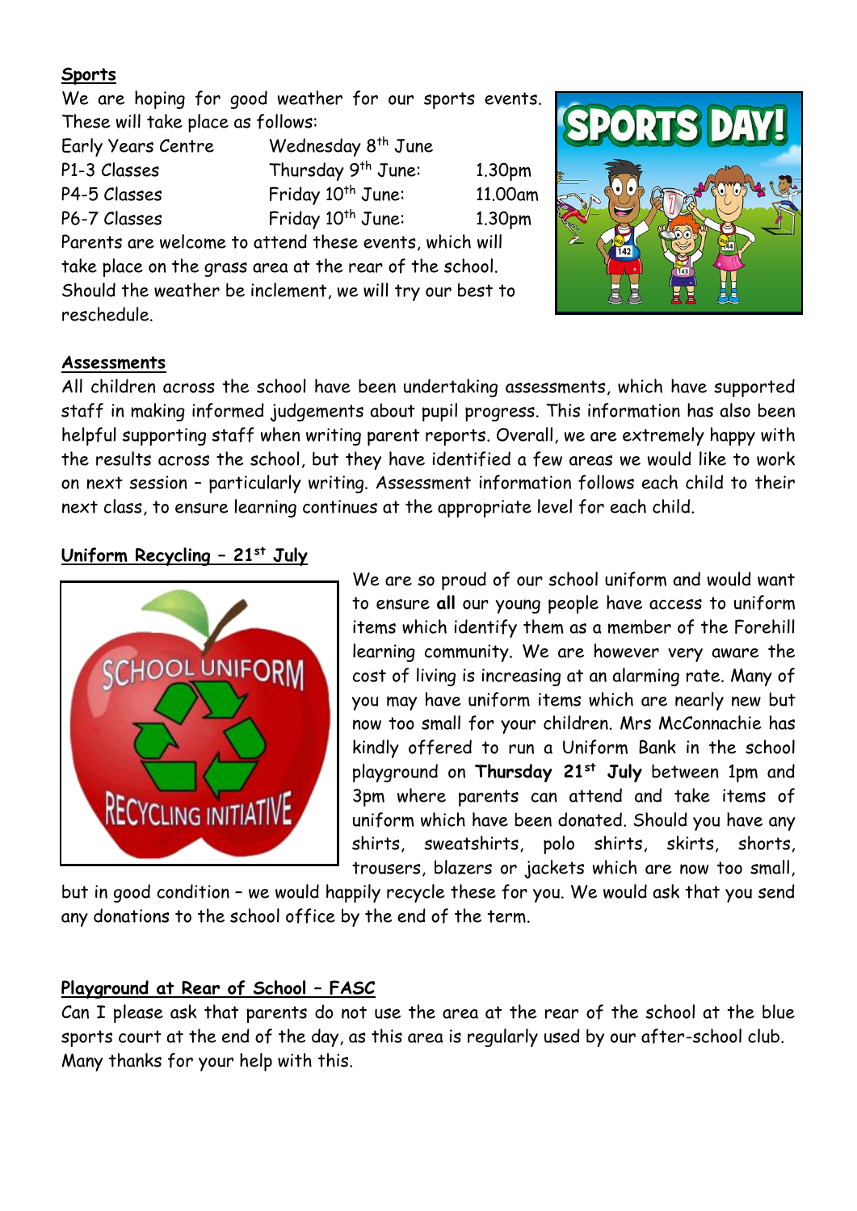**Sports**

We are hoping for good weather for our sports events. These will take place as follows:

| | | |
|---|---|---|
| Early Years Centre | Wednesday 8th June | |
| P1-3 Classes | Thursday 9th June: | 1.30pm |
| P4-5 Classes | Friday 10th June: | 11.00am |
| P6-7 Classes | Friday 10th June: | 1.30pm |

Parents are welcome to attend these events, which will take place on the grass area at the rear of the school. Should the weather be inclement, we will try our best to reschedule.

**Assessments**

All children across the school have been undertaking assessments, which have supported staff in making informed judgements about pupil progress. This information has also been helpful supporting staff when writing parent reports. Overall, we are extremely happy with the results across the school, but they have identified a few areas we would like to work on next session – particularly writing. Assessment information follows each child to their next class, to ensure learning continues at the appropriate level for each child.

**Uniform Recycling – 21st July**

We are so proud of our school uniform and would want to ensure **all** our young people have access to uniform items which identify them as a member of the Forehill learning community. We are however very aware the cost of living is increasing at an alarming rate. Many of you may have uniform items which are nearly new but now too small for your children. Mrs McConnachie has kindly offered to run a Uniform Bank in the school playground on **Thursday 21st July** between 1pm and 3pm where parents can attend and take items of uniform which have been donated. Should you have any shirts, sweatshirts, polo shirts, skirts, shorts, trousers, blazers or jackets which are now too small, but in good condition – we would happily recycle these for you. We would ask that you send any donations to the school office by the end of the term.

**Playground at Rear of School – FASC**

Can I please ask that parents do not use the area at the rear of the school at the blue sports court at the end of the day, as this area is regularly used by our after-school club. Many thanks for your help with this.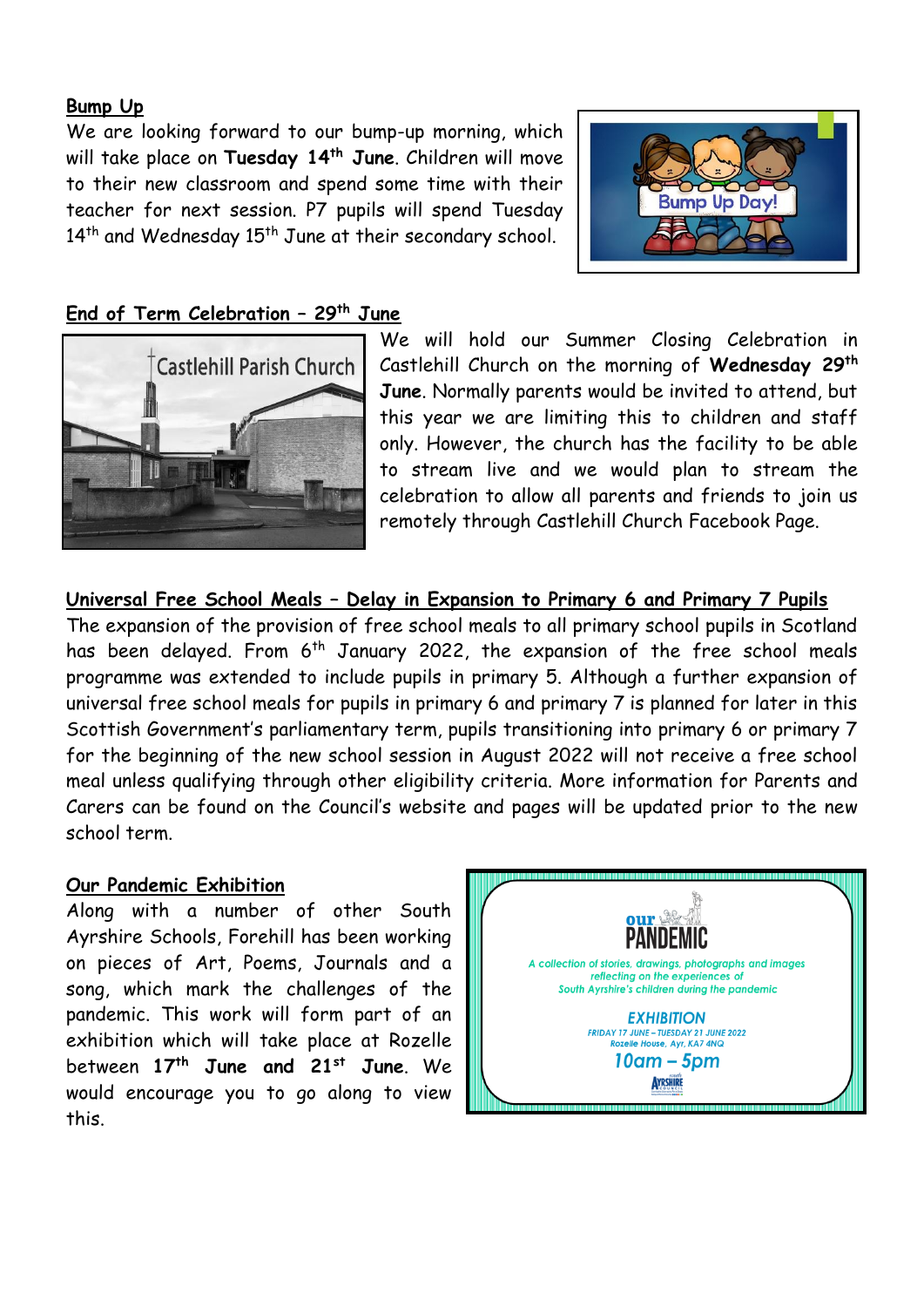## Bump Up

We are looking forward to our bump-up morning, which will take place on **Tuesday 14th June**. Children will move to their new classroom and spend some time with their teacher for next session. P7 pupils will spend Tuesday 14th and Wednesday 15th June at their secondary school.

## End of Term Celebration – 29th June

We will hold our Summer Closing Celebration in Castlehill Church on the morning of **Wednesday 29th June**. Normally parents would be invited to attend, but this year we are limiting this to children and staff only. However, the church has the facility to be able to stream live and we would plan to stream the celebration to allow all parents and friends to join us remotely through Castlehill Church Facebook Page.

## Universal Free School Meals – Delay in Expansion to Primary 6 and Primary 7 Pupils

The expansion of the provision of free school meals to all primary school pupils in Scotland has been delayed. From 6th January 2022, the expansion of the free school meals programme was extended to include pupils in primary 5. Although a further expansion of universal free school meals for pupils in primary 6 and primary 7 is planned for later in this Scottish Government's parliamentary term, pupils transitioning into primary 6 or primary 7 for the beginning of the new school session in August 2022 will not receive a free school meal unless qualifying through other eligibility criteria. More information for Parents and Carers can be found on the Council's website and pages will be updated prior to the new school term.

## Our Pandemic Exhibition

Along with a number of other South Ayrshire Schools, Forehill has been working on pieces of Art, Poems, Journals and a song, which mark the challenges of the pandemic. This work will form part of an exhibition which will take place at Rozelle between **17th June and 21st June**. We would encourage you to go along to view this.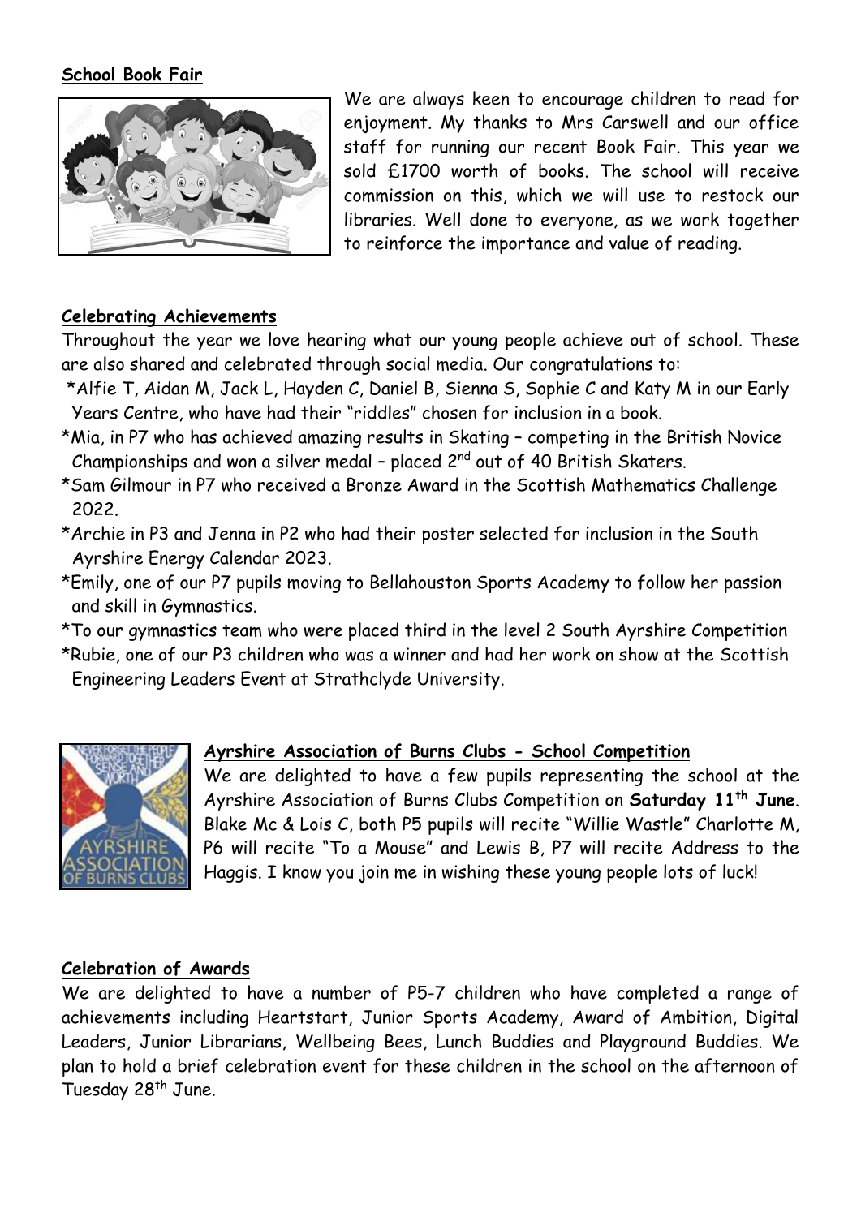**School Book Fair**

We are always keen to encourage children to read for enjoyment. My thanks to Mrs Carswell and our office staff for running our recent Book Fair. This year we sold £1700 worth of books. The school will receive commission on this, which we will use to restock our libraries. Well done to everyone, as we work together to reinforce the importance and value of reading.

**Celebrating Achievements**

Throughout the year we love hearing what our young people achieve out of school. These are also shared and celebrated through social media. Our congratulations to:

*Alfie T, Aidan M, Jack L, Hayden C, Daniel B, Sienna S, Sophie C and Katy M in our Early Years Centre, who have had their "riddles" chosen for inclusion in a book.

*Mia, in P7 who has achieved amazing results in Skating – competing in the British Novice Championships and won a silver medal – placed 2nd out of 40 British Skaters.

*Sam Gilmour in P7 who received a Bronze Award in the Scottish Mathematics Challenge 2022.

*Archie in P3 and Jenna in P2 who had their poster selected for inclusion in the South Ayrshire Energy Calendar 2023.

*Emily, one of our P7 pupils moving to Bellahouston Sports Academy to follow her passion and skill in Gymnastics.

*To our gymnastics team who were placed third in the level 2 South Ayrshire Competition

*Rubie, one of our P3 children who was a winner and had her work on show at the Scottish Engineering Leaders Event at Strathclyde University.

**Ayrshire Association of Burns Clubs - School Competition**

We are delighted to have a few pupils representing the school at the Ayrshire Association of Burns Clubs Competition on **Saturday 11th June**. Blake Mc & Lois C, both P5 pupils will recite "Willie Wastle" Charlotte M, P6 will recite "To a Mouse" and Lewis B, P7 will recite Address to the Haggis. I know you join me in wishing these young people lots of luck!

**Celebration of Awards**

We are delighted to have a number of P5-7 children who have completed a range of achievements including Heartstart, Junior Sports Academy, Award of Ambition, Digital Leaders, Junior Librarians, Wellbeing Bees, Lunch Buddies and Playground Buddies. We plan to hold a brief celebration event for these children in the school on the afternoon of Tuesday 28th June.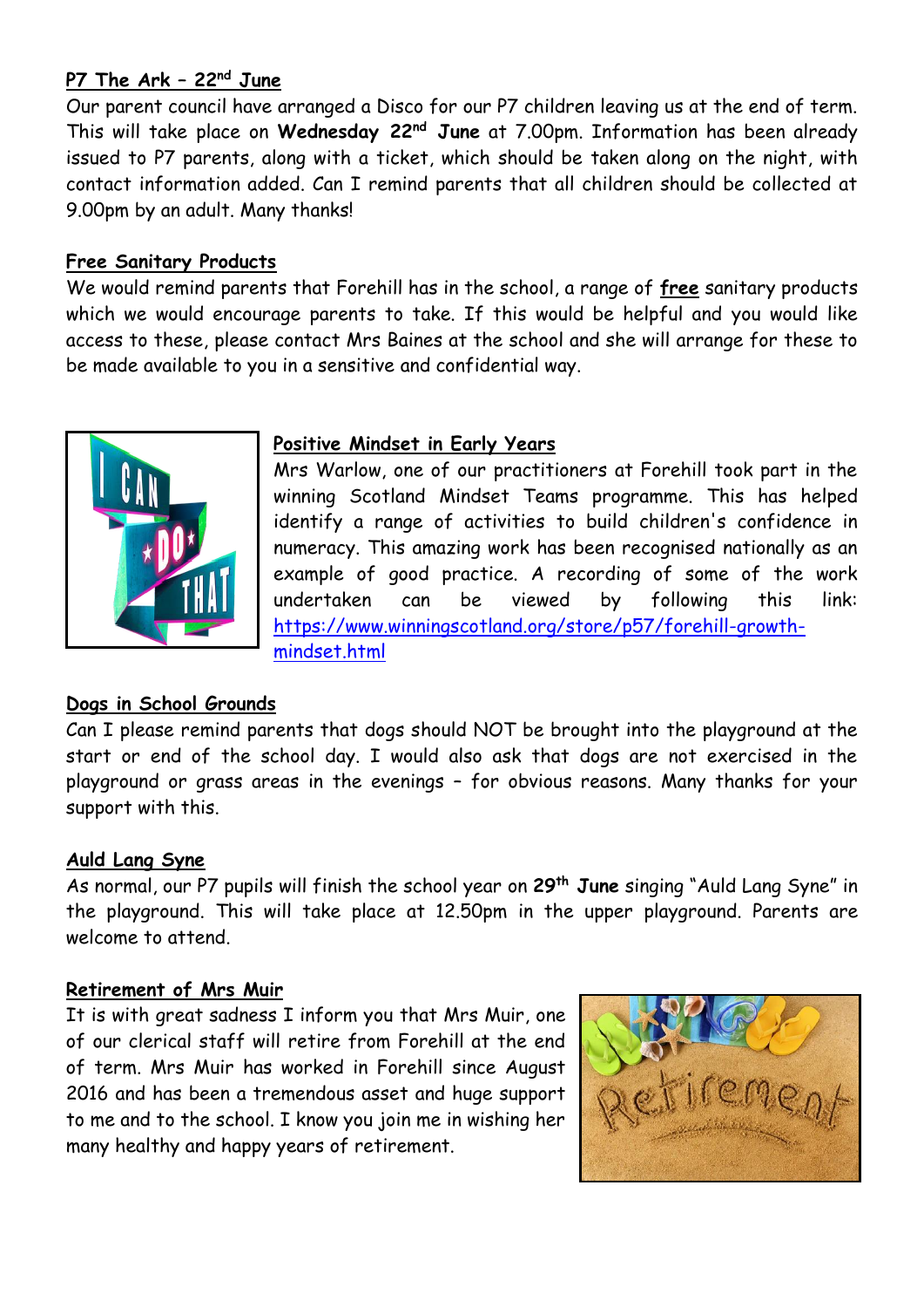**P7 The Ark – 22nd June**

Our parent council have arranged a Disco for our P7 children leaving us at the end of term. This will take place on **Wednesday 22nd June** at 7.00pm. Information has been already issued to P7 parents, along with a ticket, which should be taken along on the night, with contact information added. Can I remind parents that all children should be collected at 9.00pm by an adult. Many thanks!

**Free Sanitary Products**

We would remind parents that Forehill has in the school, a range of **free** sanitary products which we would encourage parents to take. If this would be helpful and you would like access to these, please contact Mrs Baines at the school and she will arrange for these to be made available to you in a sensitive and confidential way.

**Positive Mindset in Early Years**

Mrs Warlow, one of our practitioners at Forehill took part in the winning Scotland Mindset Teams programme. This has helped identify a range of activities to build children's confidence in numeracy. This amazing work has been recognised nationally as an example of good practice. A recording of some of the work undertaken can be viewed by following this link: https://www.winningscotland.org/store/p57/forehill-growth-mindset.html

**Dogs in School Grounds**

Can I please remind parents that dogs should NOT be brought into the playground at the start or end of the school day. I would also ask that dogs are not exercised in the playground or grass areas in the evenings – for obvious reasons. Many thanks for your support with this.

**Auld Lang Syne**

As normal, our P7 pupils will finish the school year on **29th June** singing "Auld Lang Syne" in the playground. This will take place at 12.50pm in the upper playground. Parents are welcome to attend.

**Retirement of Mrs Muir**

It is with great sadness I inform you that Mrs Muir, one of our clerical staff will retire from Forehill at the end of term. Mrs Muir has worked in Forehill since August 2016 and has been a tremendous asset and huge support to me and to the school. I know you join me in wishing her many healthy and happy years of retirement.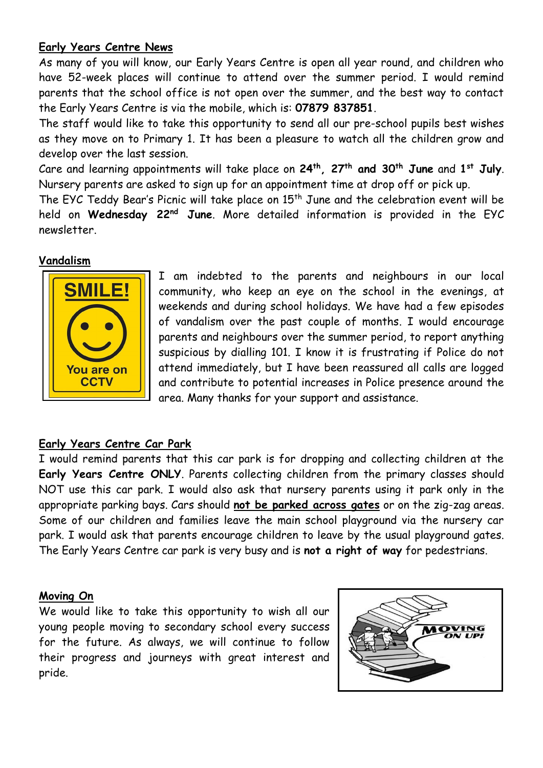## Early Years Centre News

As many of you will know, our Early Years Centre is open all year round, and children who have 52-week places will continue to attend over the summer period. I would remind parents that the school office is not open over the summer, and the best way to contact the Early Years Centre is via the mobile, which is: **07879 837851**.

The staff would like to take this opportunity to send all our pre-school pupils best wishes as they move on to Primary 1. It has been a pleasure to watch all the children grow and develop over the last session.

Care and learning appointments will take place on **24th, 27th and 30th June** and **1st July**. Nursery parents are asked to sign up for an appointment time at drop off or pick up.

The EYC Teddy Bear's Picnic will take place on 15th June and the celebration event will be held on **Wednesday 22nd June**. More detailed information is provided in the EYC newsletter.

## Vandalism

I am indebted to the parents and neighbours in our local community, who keep an eye on the school in the evenings, at weekends and during school holidays. We have had a few episodes of vandalism over the past couple of months. I would encourage parents and neighbours over the summer period, to report anything suspicious by dialling 101. I know it is frustrating if Police do not attend immediately, but I have been reassured all calls are logged and contribute to potential increases in Police presence around the area. Many thanks for your support and assistance.

## Early Years Centre Car Park

I would remind parents that this car park is for dropping and collecting children at the **Early Years Centre ONLY**. Parents collecting children from the primary classes should NOT use this car park. I would also ask that nursery parents using it park only in the appropriate parking bays. Cars should **not be parked across gates** or on the zig-zag areas. Some of our children and families leave the main school playground via the nursery car park. I would ask that parents encourage children to leave by the usual playground gates. The Early Years Centre car park is very busy and is **not a right of way** for pedestrians.

## Moving On

We would like to take this opportunity to wish all our young people moving to secondary school every success for the future. As always, we will continue to follow their progress and journeys with great interest and pride.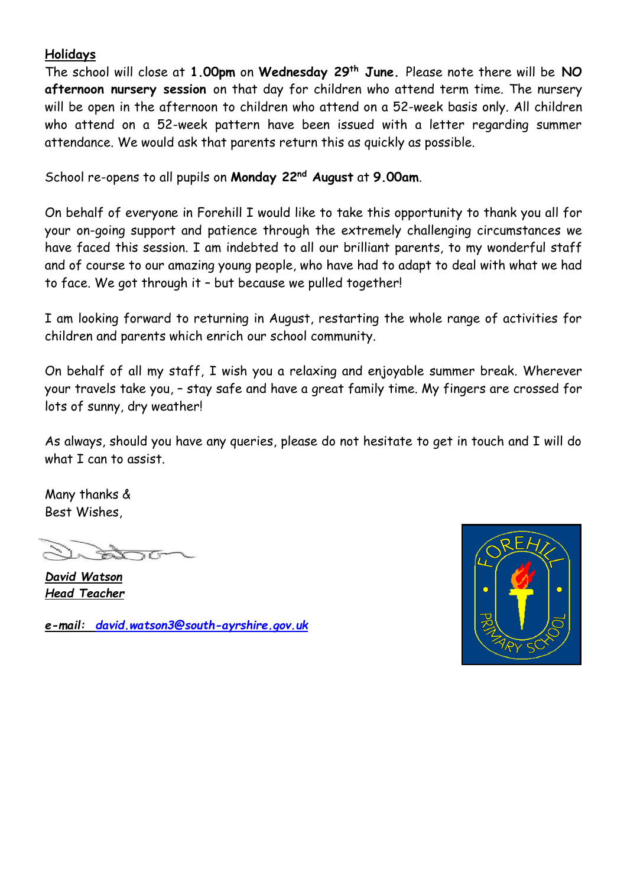**Holidays**

The school will close at **1.00pm** on **Wednesday 29th June.** Please note there will be **NO afternoon nursery session** on that day for children who attend term time. The nursery will be open in the afternoon to children who attend on a 52-week basis only. All children who attend on a 52-week pattern have been issued with a letter regarding summer attendance. We would ask that parents return this as quickly as possible.

School re-opens to all pupils on **Monday 22nd August** at **9.00am**.

On behalf of everyone in Forehill I would like to take this opportunity to thank you all for your on-going support and patience through the extremely challenging circumstances we have faced this session. I am indebted to all our brilliant parents, to my wonderful staff and of course to our amazing young people, who have had to adapt to deal with what we had to face. We got through it – but because we pulled together!

I am looking forward to returning in August, restarting the whole range of activities for children and parents which enrich our school community.

On behalf of all my staff, I wish you a relaxing and enjoyable summer break. Wherever your travels take you, – stay safe and have a great family time. My fingers are crossed for lots of sunny, dry weather!

As always, should you have any queries, please do not hesitate to get in touch and I will do what I can to assist.

Many thanks &
Best Wishes,

***David Watson***
***Head Teacher***

***e-mail:*** ***david.watson3@south-ayrshire.gov.uk***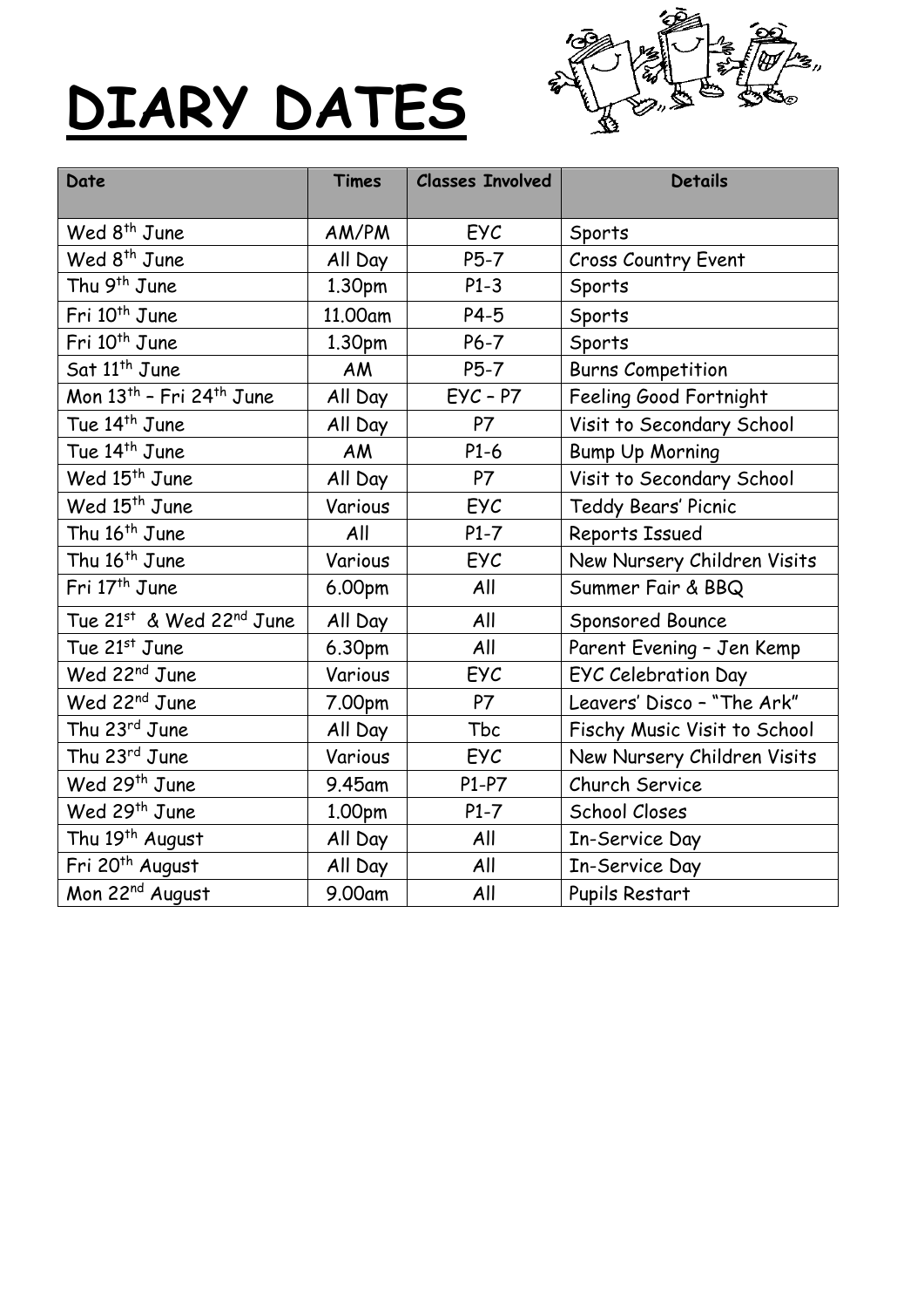# DIARY DATES

| Date | Times | Classes Involved | Details |
|---|---|---|---|
| Wed 8th June | AM/PM | EYC | Sports |
| Wed 8th June | All Day | P5-7 | Cross Country Event |
| Thu 9th June | 1.30pm | P1-3 | Sports |
| Fri 10th June | 11.00am | P4-5 | Sports |
| Fri 10th June | 1.30pm | P6-7 | Sports |
| Sat 11th June | AM | P5-7 | Burns Competition |
| Mon 13th – Fri 24th June | All Day | EYC – P7 | Feeling Good Fortnight |
| Tue 14th June | All Day | P7 | Visit to Secondary School |
| Tue 14th June | AM | P1-6 | Bump Up Morning |
| Wed 15th June | All Day | P7 | Visit to Secondary School |
| Wed 15th June | Various | EYC | Teddy Bears' Picnic |
| Thu 16th June | All | P1-7 | Reports Issued |
| Thu 16th June | Various | EYC | New Nursery Children Visits |
| Fri 17th June | 6.00pm | All | Summer Fair & BBQ |
| Tue 21st & Wed 22nd June | All Day | All | Sponsored Bounce |
| Tue 21st June | 6.30pm | All | Parent Evening – Jen Kemp |
| Wed 22nd June | Various | EYC | EYC Celebration Day |
| Wed 22nd June | 7.00pm | P7 | Leavers' Disco – "The Ark" |
| Thu 23rd June | All Day | Tbc | Fischy Music Visit to School |
| Thu 23rd June | Various | EYC | New Nursery Children Visits |
| Wed 29th June | 9.45am | P1-P7 | Church Service |
| Wed 29th June | 1.00pm | P1-7 | School Closes |
| Thu 19th August | All Day | All | In-Service Day |
| Fri 20th August | All Day | All | In-Service Day |
| Mon 22nd August | 9.00am | All | Pupils Restart |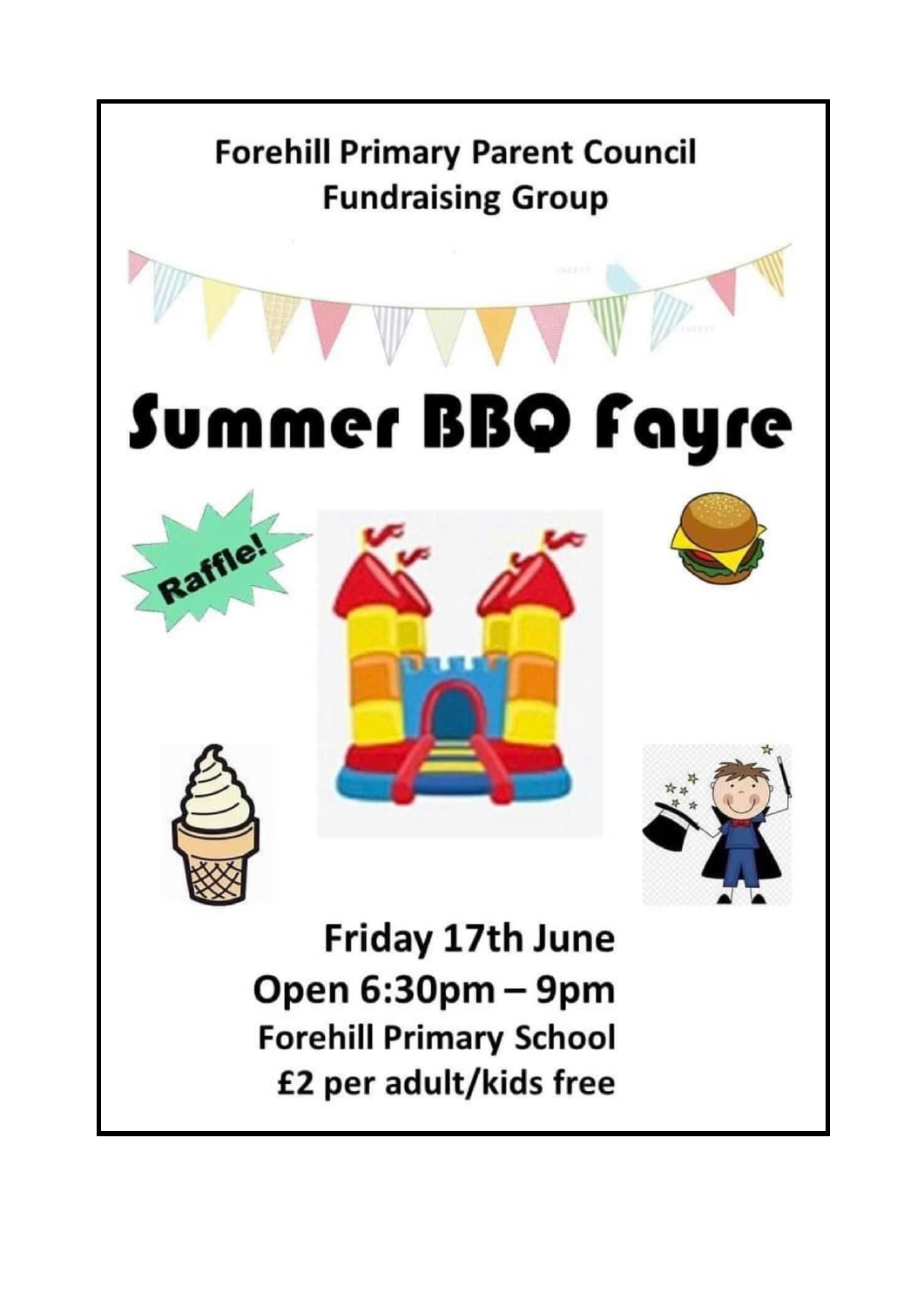Forehill Primary Parent Council
Fundraising Group

# Summer BBQ Fayre

Raffle!

Friday 17th June
Open 6:30pm – 9pm
Forehill Primary School
£2 per adult/kids free